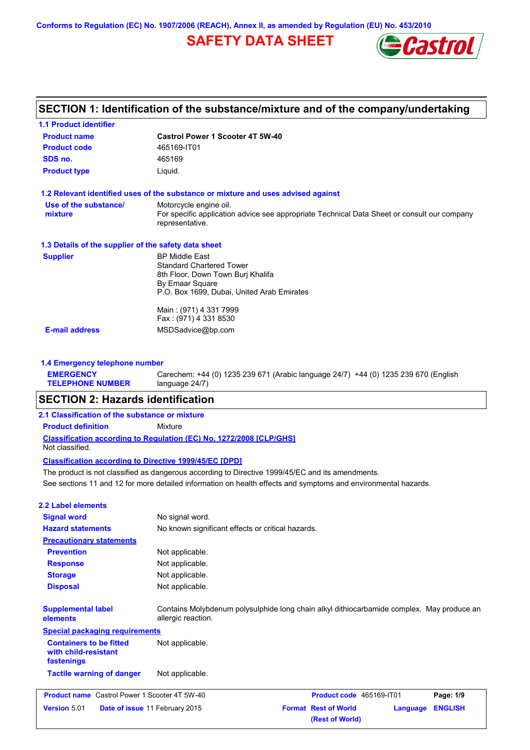Conforms to Regulation (EC) No. 1907/2006 (REACH), Annex II, as amended by Regulation (EU) No. 453/2010

# SAFETY DATA SHEET

Castrol

## SECTION 1: Identification of the substance/mixture and of the company/undertaking

### 1.1 Product identifier

| | |
|---|---|
| **Product name** | **Castrol Power 1 Scooter 4T 5W-40** |
| **Product code** | 465169-IT01 |
| **SDS no.** | 465169 |
| **Product type** | Liquid. |

### 1.2 Relevant identified uses of the substance or mixture and uses advised against

| | |
|---|---|
| **Use of the substance/ mixture** | Motorcycle engine oil. For specific application advice see appropriate Technical Data Sheet or consult our company representative. |

### 1.3 Details of the supplier of the safety data sheet

**Supplier**

BP Middle East
Standard Chartered Tower
8th Floor, Down Town Burj Khalifa
By Emaar Square
P.O. Box 1699, Dubai, United Arab Emirates

Main : (971) 4 331 7999
Fax : (971) 4 331 8530

**E-mail address** MSDSadvice@bp.com

### 1.4 Emergency telephone number

**EMERGENCY TELEPHONE NUMBER** Carechem: +44 (0) 1235 239 671 (Arabic language 24/7) +44 (0) 1235 239 670 (English language 24/7)

## SECTION 2: Hazards identification

### 2.1 Classification of the substance or mixture

**Product definition** Mixture

**Classification according to Regulation (EC) No. 1272/2008 [CLP/GHS]**

Not classified.

**Classification according to Directive 1999/45/EC [DPD]**

The product is not classified as dangerous according to Directive 1999/45/EC and its amendments.
See sections 11 and 12 for more detailed information on health effects and symptoms and environmental hazards.

### 2.2 Label elements

| | |
|---|---|
| **Signal word** | No signal word. |
| **Hazard statements** | No known significant effects or critical hazards. |

**Precautionary statements**

| | |
|---|---|
| **Prevention** | Not applicable. |
| **Response** | Not applicable. |
| **Storage** | Not applicable. |
| **Disposal** | Not applicable. |

**Supplemental label elements** Contains Molybdenum polysulphide long chain alkyl dithiocarbamide complex. May produce an allergic reaction.

**Special packaging requirements**

| | |
|---|---|
| **Containers to be fitted with child-resistant fastenings** | Not applicable. |
| **Tactile warning of danger** | Not applicable. |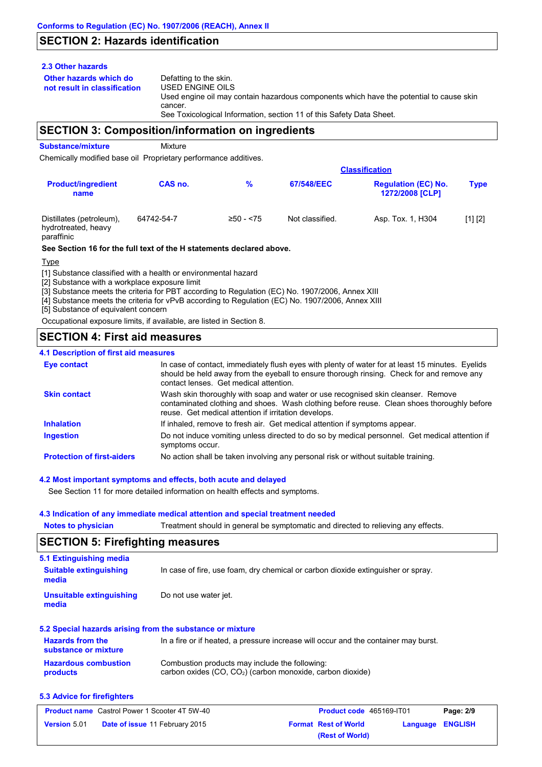## SECTION 2: Hazards identification

### 2.3 Other hazards

**Other hazards which do not result in classification**

Defatting to the skin.
USED ENGINE OILS
Used engine oil may contain hazardous components which have the potential to cause skin cancer.
See Toxicological Information, section 11 of this Safety Data Sheet.

## SECTION 3: Composition/information on ingredients

**Substance/mixture** Mixture

Chemically modified base oil Proprietary performance additives.

| Product/ingredient name | CAS no. | % | Classification | | Type |
|---|---|---|---|---|---|
| | | | 67/548/EEC | Regulation (EC) No. 1272/2008 [CLP] | |
| Distillates (petroleum), hydrotreated, heavy paraffinic | 64742-54-7 | ≥50 - <75 | Not classified. | Asp. Tox. 1, H304 | [1] [2] |

**See Section 16 for the full text of the H statements declared above.**

Type

[1] Substance classified with a health or environmental hazard
[2] Substance with a workplace exposure limit
[3] Substance meets the criteria for PBT according to Regulation (EC) No. 1907/2006, Annex XIII
[4] Substance meets the criteria for vPvB according to Regulation (EC) No. 1907/2006, Annex XIII
[5] Substance of equivalent concern

Occupational exposure limits, if available, are listed in Section 8.

## SECTION 4: First aid measures

### 4.1 Description of first aid measures

**Eye contact** In case of contact, immediately flush eyes with plenty of water for at least 15 minutes. Eyelids should be held away from the eyeball to ensure thorough rinsing. Check for and remove any contact lenses. Get medical attention.

**Skin contact** Wash skin thoroughly with soap and water or use recognised skin cleanser. Remove contaminated clothing and shoes. Wash clothing before reuse. Clean shoes thoroughly before reuse. Get medical attention if irritation develops.

**Inhalation** If inhaled, remove to fresh air. Get medical attention if symptoms appear.

**Ingestion** Do not induce vomiting unless directed to do so by medical personnel. Get medical attention if symptoms occur.

**Protection of first-aiders** No action shall be taken involving any personal risk or without suitable training.

### 4.2 Most important symptoms and effects, both acute and delayed

See Section 11 for more detailed information on health effects and symptoms.

### 4.3 Indication of any immediate medical attention and special treatment needed

**Notes to physician** Treatment should in general be symptomatic and directed to relieving any effects.

## SECTION 5: Firefighting measures

### 5.1 Extinguishing media

**Suitable extinguishing media** In case of fire, use foam, dry chemical or carbon dioxide extinguisher or spray.

**Unsuitable extinguishing media** Do not use water jet.

### 5.2 Special hazards arising from the substance or mixture

**Hazards from the substance or mixture** In a fire or if heated, a pressure increase will occur and the container may burst.

**Hazardous combustion products** Combustion products may include the following:
carbon oxides ($CO$, $CO_2$) (carbon monoxide, carbon dioxide)

### 5.3 Advice for firefighters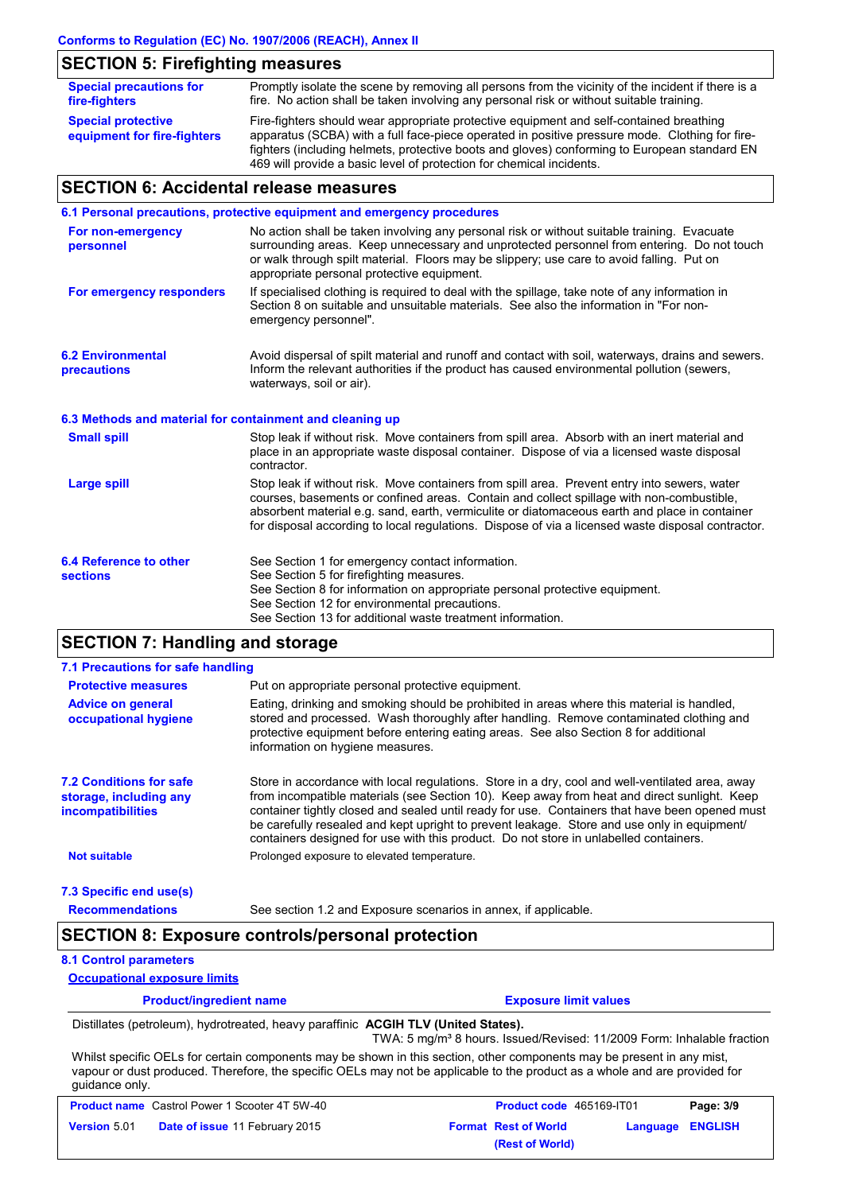## SECTION 5: Firefighting measures

**Special precautions for fire-fighters**
Promptly isolate the scene by removing all persons from the vicinity of the incident if there is a fire. No action shall be taken involving any personal risk or without suitable training.

**Special protective equipment for fire-fighters**
Fire-fighters should wear appropriate protective equipment and self-contained breathing apparatus (SCBA) with a full face-piece operated in positive pressure mode. Clothing for fire-fighters (including helmets, protective boots and gloves) conforming to European standard EN 469 will provide a basic level of protection for chemical incidents.

## SECTION 6: Accidental release measures

### 6.1 Personal precautions, protective equipment and emergency procedures

**For non-emergency personnel**
No action shall be taken involving any personal risk or without suitable training. Evacuate surrounding areas. Keep unnecessary and unprotected personnel from entering. Do not touch or walk through spilt material. Floors may be slippery; use care to avoid falling. Put on appropriate personal protective equipment.

**For emergency responders**
If specialised clothing is required to deal with the spillage, take note of any information in Section 8 on suitable and unsuitable materials. See also the information in "For non-emergency personnel".

### 6.2 Environmental precautions

Avoid dispersal of spilt material and runoff and contact with soil, waterways, drains and sewers. Inform the relevant authorities if the product has caused environmental pollution (sewers, waterways, soil or air).

### 6.3 Methods and material for containment and cleaning up

**Small spill**
Stop leak if without risk. Move containers from spill area. Absorb with an inert material and place in an appropriate waste disposal container. Dispose of via a licensed waste disposal contractor.

**Large spill**
Stop leak if without risk. Move containers from spill area. Prevent entry into sewers, water courses, basements or confined areas. Contain and collect spillage with non-combustible, absorbent material e.g. sand, earth, vermiculite or diatomaceous earth and place in container for disposal according to local regulations. Dispose of via a licensed waste disposal contractor.

### 6.4 Reference to other sections

See Section 1 for emergency contact information.
See Section 5 for firefighting measures.
See Section 8 for information on appropriate personal protective equipment.
See Section 12 for environmental precautions.
See Section 13 for additional waste treatment information.

## SECTION 7: Handling and storage

### 7.1 Precautions for safe handling

**Protective measures**
Put on appropriate personal protective equipment.

**Advice on general occupational hygiene**
Eating, drinking and smoking should be prohibited in areas where this material is handled, stored and processed. Wash thoroughly after handling. Remove contaminated clothing and protective equipment before entering eating areas. See also Section 8 for additional information on hygiene measures.

### 7.2 Conditions for safe storage, including any incompatibilities

Store in accordance with local regulations. Store in a dry, cool and well-ventilated area, away from incompatible materials (see Section 10). Keep away from heat and direct sunlight. Keep container tightly closed and sealed until ready for use. Containers that have been opened must be carefully resealed and kept upright to prevent leakage. Store and use only in equipment/ containers designed for use with this product. Do not store in unlabelled containers.

**Not suitable**
Prolonged exposure to elevated temperature.

### 7.3 Specific end use(s)

**Recommendations**
See section 1.2 and Exposure scenarios in annex, if applicable.

## SECTION 8: Exposure controls/personal protection

### 8.1 Control parameters

**Occupational exposure limits**

| Product/ingredient name | Exposure limit values |
|---|---|
| Distillates (petroleum), hydrotreated, heavy paraffinic | **ACGIH TLV (United States).** TWA: 5 mg/m³ 8 hours. Issued/Revised: 11/2009 Form: Inhalable fraction |

Whilst specific OELs for certain components may be shown in this section, other components may be present in any mist, vapour or dust produced. Therefore, the specific OELs may not be applicable to the product as a whole and are provided for guidance only.

| **Product name** Castrol Power 1 Scooter 4T 5W-40 | **Product code** 465169-IT01 | |
|---|---|---|
| **Version** 5.01 **Date of issue** 11 February 2015 | **Format Rest of World (Rest of World)** | **Language ENGLISH** |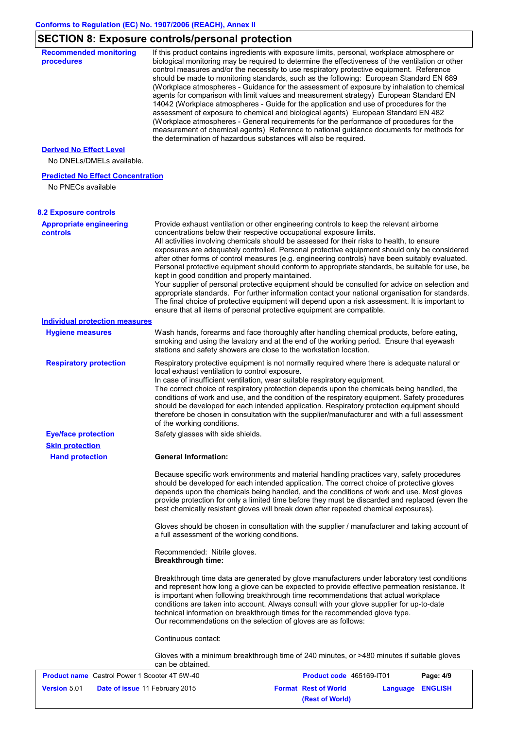## SECTION 8: Exposure controls/personal protection

**Recommended monitoring procedures**

If this product contains ingredients with exposure limits, personal, workplace atmosphere or biological monitoring may be required to determine the effectiveness of the ventilation or other control measures and/or the necessity to use respiratory protective equipment. Reference should be made to monitoring standards, such as the following: European Standard EN 689 (Workplace atmospheres - Guidance for the assessment of exposure by inhalation to chemical agents for comparison with limit values and measurement strategy) European Standard EN 14042 (Workplace atmospheres - Guide for the application and use of procedures for the assessment of exposure to chemical and biological agents) European Standard EN 482 (Workplace atmospheres - General requirements for the performance of procedures for the measurement of chemical agents) Reference to national guidance documents for methods for the determination of hazardous substances will also be required.

**Derived No Effect Level**

No DNELs/DMELs available.

**Predicted No Effect Concentration**

No PNECs available

### 8.2 Exposure controls

**Appropriate engineering controls**

Provide exhaust ventilation or other engineering controls to keep the relevant airborne concentrations below their respective occupational exposure limits.
All activities involving chemicals should be assessed for their risks to health, to ensure exposures are adequately controlled. Personal protective equipment should only be considered after other forms of control measures (e.g. engineering controls) have been suitably evaluated. Personal protective equipment should conform to appropriate standards, be suitable for use, be kept in good condition and properly maintained.
Your supplier of personal protective equipment should be consulted for advice on selection and appropriate standards. For further information contact your national organisation for standards. The final choice of protective equipment will depend upon a risk assessment. It is important to ensure that all items of personal protective equipment are compatible.

**Individual protection measures**

**Hygiene measures**

Wash hands, forearms and face thoroughly after handling chemical products, before eating, smoking and using the lavatory and at the end of the working period. Ensure that eyewash stations and safety showers are close to the workstation location.

**Respiratory protection**

Respiratory protective equipment is not normally required where there is adequate natural or local exhaust ventilation to control exposure.
In case of insufficient ventilation, wear suitable respiratory equipment.
The correct choice of respiratory protection depends upon the chemicals being handled, the conditions of work and use, and the condition of the respiratory equipment. Safety procedures should be developed for each intended application. Respiratory protection equipment should therefore be chosen in consultation with the supplier/manufacturer and with a full assessment of the working conditions.

**Eye/face protection**

Safety glasses with side shields.

**Skin protection**

**Hand protection**

**General Information:**

Because specific work environments and material handling practices vary, safety procedures should be developed for each intended application. The correct choice of protective gloves depends upon the chemicals being handled, and the conditions of work and use. Most gloves provide protection for only a limited time before they must be discarded and replaced (even the best chemically resistant gloves will break down after repeated chemical exposures).

Gloves should be chosen in consultation with the supplier / manufacturer and taking account of a full assessment of the working conditions.

Recommended: Nitrile gloves.
**Breakthrough time:**

Breakthrough time data are generated by glove manufacturers under laboratory test conditions and represent how long a glove can be expected to provide effective permeation resistance. It is important when following breakthrough time recommendations that actual workplace conditions are taken into account. Always consult with your glove supplier for up-to-date technical information on breakthrough times for the recommended glove type.
Our recommendations on the selection of gloves are as follows:

Continuous contact:

Gloves with a minimum breakthrough time of 240 minutes, or >480 minutes if suitable gloves can be obtained.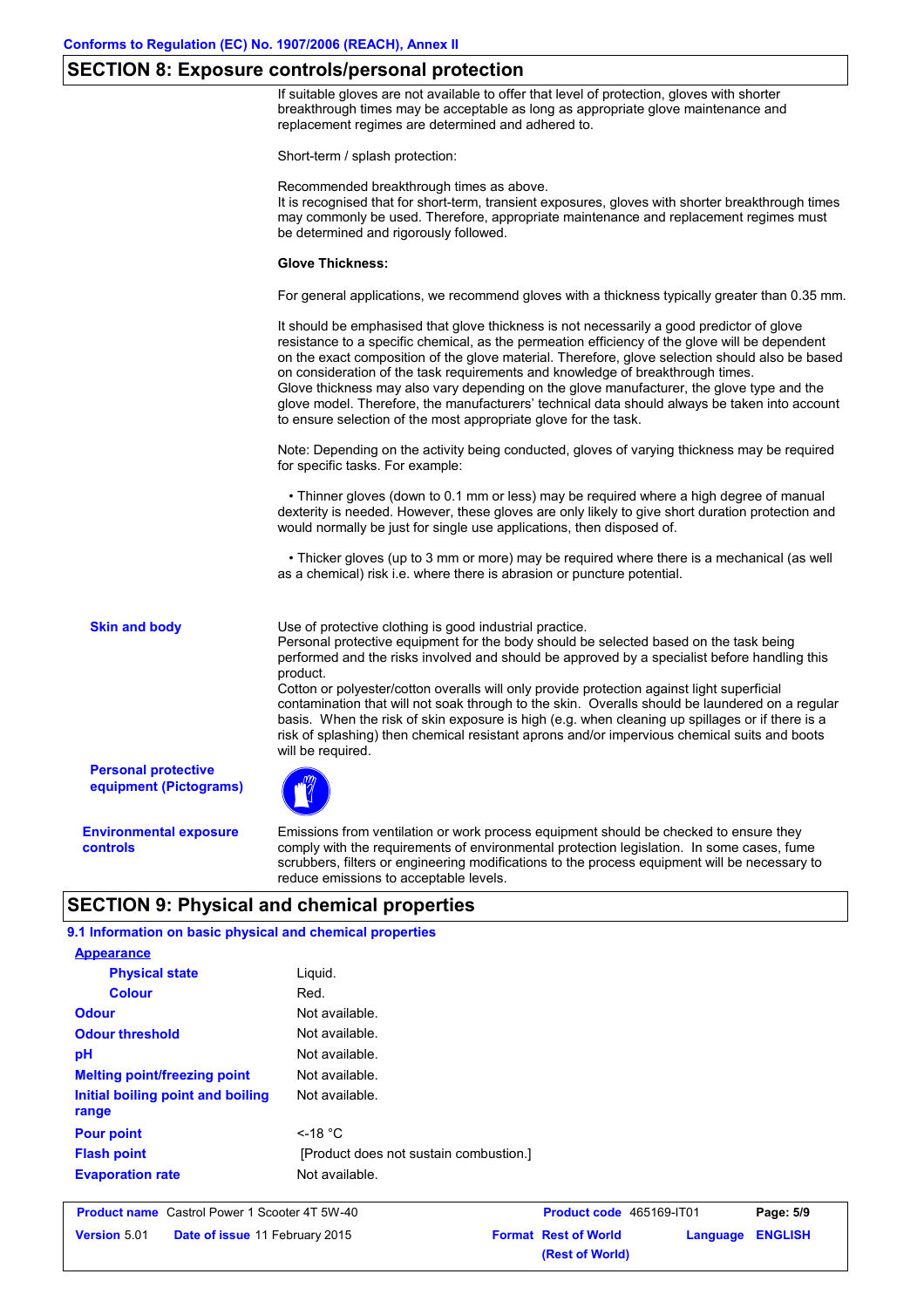## SECTION 8: Exposure controls/personal protection

If suitable gloves are not available to offer that level of protection, gloves with shorter breakthrough times may be acceptable as long as appropriate glove maintenance and replacement regimes are determined and adhered to.

Short-term / splash protection:

Recommended breakthrough times as above.
It is recognised that for short-term, transient exposures, gloves with shorter breakthrough times may commonly be used. Therefore, appropriate maintenance and replacement regimes must be determined and rigorously followed.

**Glove Thickness:**

For general applications, we recommend gloves with a thickness typically greater than 0.35 mm.

It should be emphasised that glove thickness is not necessarily a good predictor of glove resistance to a specific chemical, as the permeation efficiency of the glove will be dependent on the exact composition of the glove material. Therefore, glove selection should also be based on consideration of the task requirements and knowledge of breakthrough times.
Glove thickness may also vary depending on the glove manufacturer, the glove type and the glove model. Therefore, the manufacturers' technical data should always be taken into account to ensure selection of the most appropriate glove for the task.

Note: Depending on the activity being conducted, gloves of varying thickness may be required for specific tasks. For example:

- Thinner gloves (down to 0.1 mm or less) may be required where a high degree of manual dexterity is needed. However, these gloves are only likely to give short duration protection and would normally be just for single use applications, then disposed of.

- Thicker gloves (up to 3 mm or more) may be required where there is a mechanical (as well as a chemical) risk i.e. where there is abrasion or puncture potential.

**Skin and body**

Use of protective clothing is good industrial practice.
Personal protective equipment for the body should be selected based on the task being performed and the risks involved and should be approved by a specialist before handling this product.
Cotton or polyester/cotton overalls will only provide protection against light superficial contamination that will not soak through to the skin. Overalls should be laundered on a regular basis. When the risk of skin exposure is high (e.g. when cleaning up spillages or if there is a risk of splashing) then chemical resistant aprons and/or impervious chemical suits and boots will be required.

**Personal protective equipment (Pictograms)**

**Environmental exposure controls**

Emissions from ventilation or work process equipment should be checked to ensure they comply with the requirements of environmental protection legislation. In some cases, fume scrubbers, filters or engineering modifications to the process equipment will be necessary to reduce emissions to acceptable levels.

## SECTION 9: Physical and chemical properties

### 9.1 Information on basic physical and chemical properties

**Appearance**

| Property | Value |
|---|---|
| Physical state | Liquid. |
| Colour | Red. |
| Odour | Not available. |
| Odour threshold | Not available. |
| pH | Not available. |
| Melting point/freezing point | Not available. |
| Initial boiling point and boiling range | Not available. |
| Pour point | <-18 °C |
| Flash point | [Product does not sustain combustion.] |
| Evaporation rate | Not available. |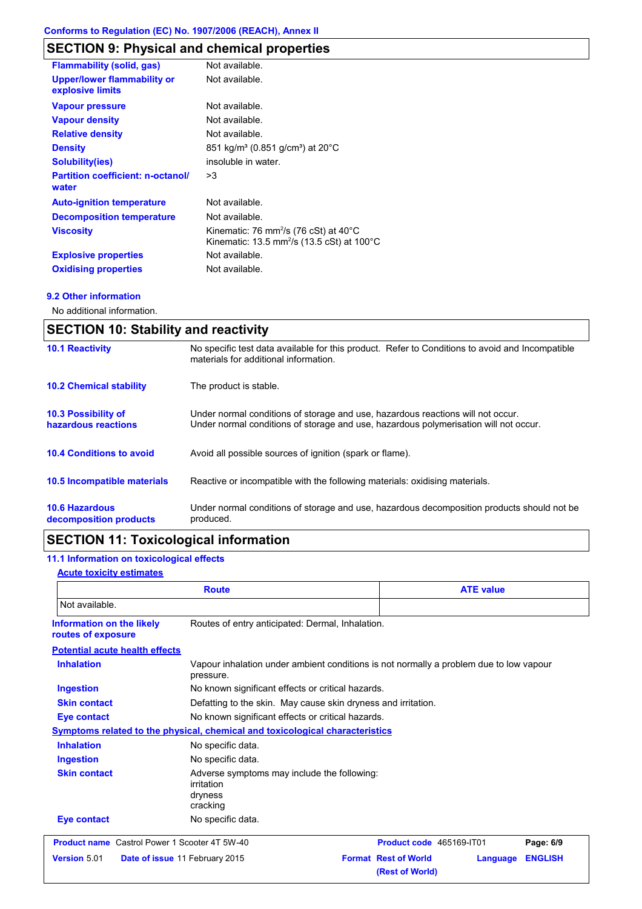## SECTION 9: Physical and chemical properties

| | |
|---|---|
| **Flammability (solid, gas)** | Not available. |
| **Upper/lower flammability or explosive limits** | Not available. |
| **Vapour pressure** | Not available. |
| **Vapour density** | Not available. |
| **Relative density** | Not available. |
| **Density** | 851 kg/m³ (0.851 g/cm³) at 20°C |
| **Solubility(ies)** | insoluble in water. |
| **Partition coefficient: n-octanol/ water** | >3 |
| **Auto-ignition temperature** | Not available. |
| **Decomposition temperature** | Not available. |
| **Viscosity** | Kinematic: 76 $mm^2/s$ (76 cSt) at 40°C<br>Kinematic: 13.5 $mm^2/s$ (13.5 cSt) at 100°C |
| **Explosive properties** | Not available. |
| **Oxidising properties** | Not available. |

### 9.2 Other information

No additional information.

## SECTION 10: Stability and reactivity

| | |
|---|---|
| **10.1 Reactivity** | No specific test data available for this product. Refer to Conditions to avoid and Incompatible materials for additional information. |
| **10.2 Chemical stability** | The product is stable. |
| **10.3 Possibility of hazardous reactions** | Under normal conditions of storage and use, hazardous reactions will not occur.<br>Under normal conditions of storage and use, hazardous polymerisation will not occur. |
| **10.4 Conditions to avoid** | Avoid all possible sources of ignition (spark or flame). |
| **10.5 Incompatible materials** | Reactive or incompatible with the following materials: oxidising materials. |
| **10.6 Hazardous decomposition products** | Under normal conditions of storage and use, hazardous decomposition products should not be produced. |

## SECTION 11: Toxicological information

### 11.1 Information on toxicological effects

**Acute toxicity estimates**

| Route | ATE value |
|---|---|
| Not available. | |

| | |
|---|---|
| **Information on the likely routes of exposure** | Routes of entry anticipated: Dermal, Inhalation. |

**Potential acute health effects**

| | |
|---|---|
| **Inhalation** | Vapour inhalation under ambient conditions is not normally a problem due to low vapour pressure. |
| **Ingestion** | No known significant effects or critical hazards. |
| **Skin contact** | Defatting to the skin. May cause skin dryness and irritation. |
| **Eye contact** | No known significant effects or critical hazards. |

**Symptoms related to the physical, chemical and toxicological characteristics**

| | |
|---|---|
| **Inhalation** | No specific data. |
| **Ingestion** | No specific data. |
| **Skin contact** | Adverse symptoms may include the following:<br>irritation<br>dryness<br>cracking |
| **Eye contact** | No specific data. |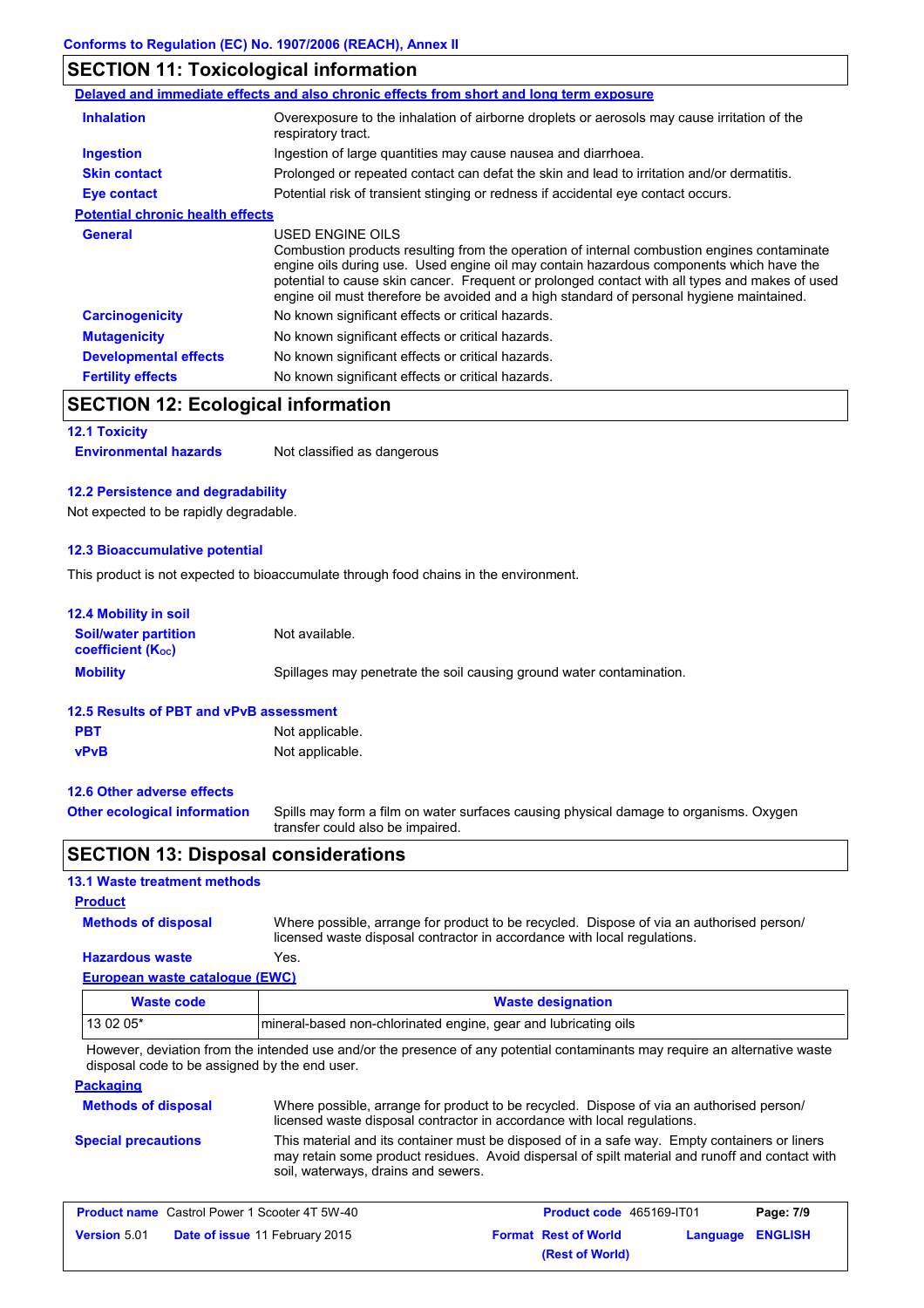Conforms to Regulation (EC) No. 1907/2006 (REACH), Annex II

## SECTION 11: Toxicological information

**Delayed and immediate effects and also chronic effects from short and long term exposure**

| | |
|---|---|
| **Inhalation** | Overexposure to the inhalation of airborne droplets or aerosols may cause irritation of the respiratory tract. |
| **Ingestion** | Ingestion of large quantities may cause nausea and diarrhoea. |
| **Skin contact** | Prolonged or repeated contact can defat the skin and lead to irritation and/or dermatitis. |
| **Eye contact** | Potential risk of transient stinging or redness if accidental eye contact occurs. |

**Potential chronic health effects**

| | |
|---|---|
| **General** | USED ENGINE OILS<br>Combustion products resulting from the operation of internal combustion engines contaminate engine oils during use. Used engine oil may contain hazardous components which have the potential to cause skin cancer. Frequent or prolonged contact with all types and makes of used engine oil must therefore be avoided and a high standard of personal hygiene maintained. |
| **Carcinogenicity** | No known significant effects or critical hazards. |
| **Mutagenicity** | No known significant effects or critical hazards. |
| **Developmental effects** | No known significant effects or critical hazards. |
| **Fertility effects** | No known significant effects or critical hazards. |

## SECTION 12: Ecological information

### 12.1 Toxicity

**Environmental hazards** Not classified as dangerous

### 12.2 Persistence and degradability

Not expected to be rapidly degradable.

### 12.3 Bioaccumulative potential

This product is not expected to bioaccumulate through food chains in the environment.

### 12.4 Mobility in soil

| | |
|---|---|
| **Soil/water partition coefficient ($K_{OC}$)** | Not available. |
| **Mobility** | Spillages may penetrate the soil causing ground water contamination. |

### 12.5 Results of PBT and vPvB assessment

| | |
|---|---|
| **PBT** | Not applicable. |
| **vPvB** | Not applicable. |

### 12.6 Other adverse effects

**Other ecological information** Spills may form a film on water surfaces causing physical damage to organisms. Oxygen transfer could also be impaired.

## SECTION 13: Disposal considerations

### 13.1 Waste treatment methods

**Product**

| | |
|---|---|
| **Methods of disposal** | Where possible, arrange for product to be recycled. Dispose of via an authorised person/ licensed waste disposal contractor in accordance with local regulations. |
| **Hazardous waste** | Yes. |

**European waste catalogue (EWC)**

| Waste code | Waste designation |
|---|---|
| 13 02 05* | mineral-based non-chlorinated engine, gear and lubricating oils |

However, deviation from the intended use and/or the presence of any potential contaminants may require an alternative waste disposal code to be assigned by the end user.

**Packaging**

| | |
|---|---|
| **Methods of disposal** | Where possible, arrange for product to be recycled. Dispose of via an authorised person/ licensed waste disposal contractor in accordance with local regulations. |
| **Special precautions** | This material and its container must be disposed of in a safe way. Empty containers or liners may retain some product residues. Avoid dispersal of spilt material and runoff and contact with soil, waterways, drains and sewers. |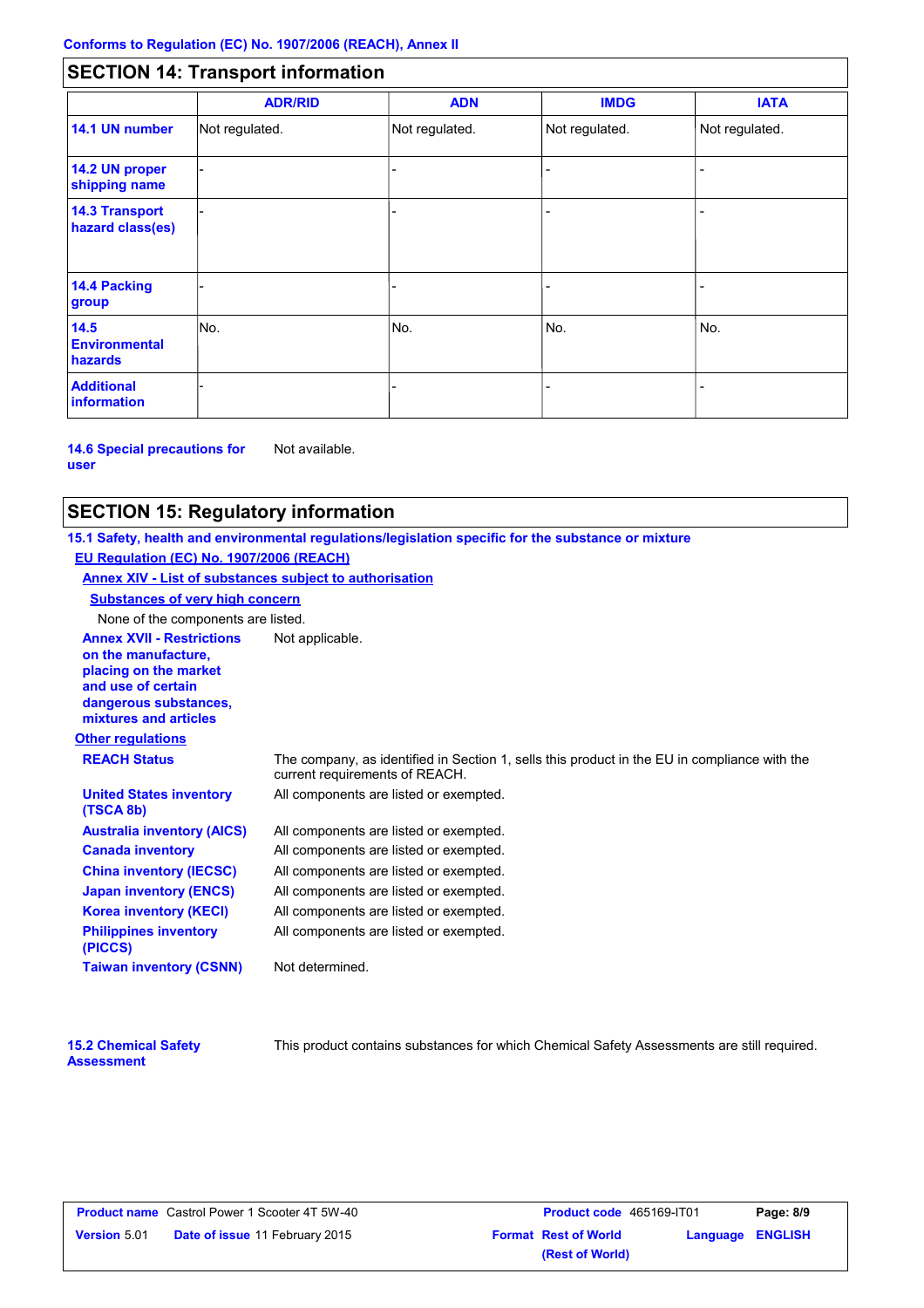Conforms to Regulation (EC) No. 1907/2006 (REACH), Annex II

## SECTION 14: Transport information

| | ADR/RID | ADN | IMDG | IATA |
|---|---|---|---|---|
| **14.1 UN number** | Not regulated. | Not regulated. | Not regulated. | Not regulated. |
| **14.2 UN proper shipping name** | - | - | - | - |
| **14.3 Transport hazard class(es)** | - | - | - | - |
| **14.4 Packing group** | - | - | - | - |
| **14.5 Environmental hazards** | No. | No. | No. | No. |
| **Additional information** | - | - | - | - |

**14.6 Special precautions for user** Not available.

## SECTION 15: Regulatory information

**15.1 Safety, health and environmental regulations/legislation specific for the substance or mixture**

**EU Regulation (EC) No. 1907/2006 (REACH)**

**Annex XIV - List of substances subject to authorisation**

**Substances of very high concern**

None of the components are listed.

**Annex XVII - Restrictions on the manufacture, placing on the market and use of certain dangerous substances, mixtures and articles** Not applicable.

**Other regulations**

**REACH Status** The company, as identified in Section 1, sells this product in the EU in compliance with the current requirements of REACH.

**United States inventory (TSCA 8b)** All components are listed or exempted.

**Australia inventory (AICS)** All components are listed or exempted.

**Canada inventory** All components are listed or exempted.

**China inventory (IECSC)** All components are listed or exempted.

**Japan inventory (ENCS)** All components are listed or exempted.

**Korea inventory (KECI)** All components are listed or exempted.

**Philippines inventory (PICCS)** All components are listed or exempted.

**Taiwan inventory (CSNN)** Not determined.

**15.2 Chemical Safety Assessment** This product contains substances for which Chemical Safety Assessments are still required.

| **Product name** Castrol Power 1 Scooter 4T 5W-40 | **Product code** 465169-IT01 | **Page:** 8/9 |
|---|---|---|
| **Version** 5.01 **Date of issue** 11 February 2015 | **Format** Rest of World (Rest of World) | **Language** ENGLISH |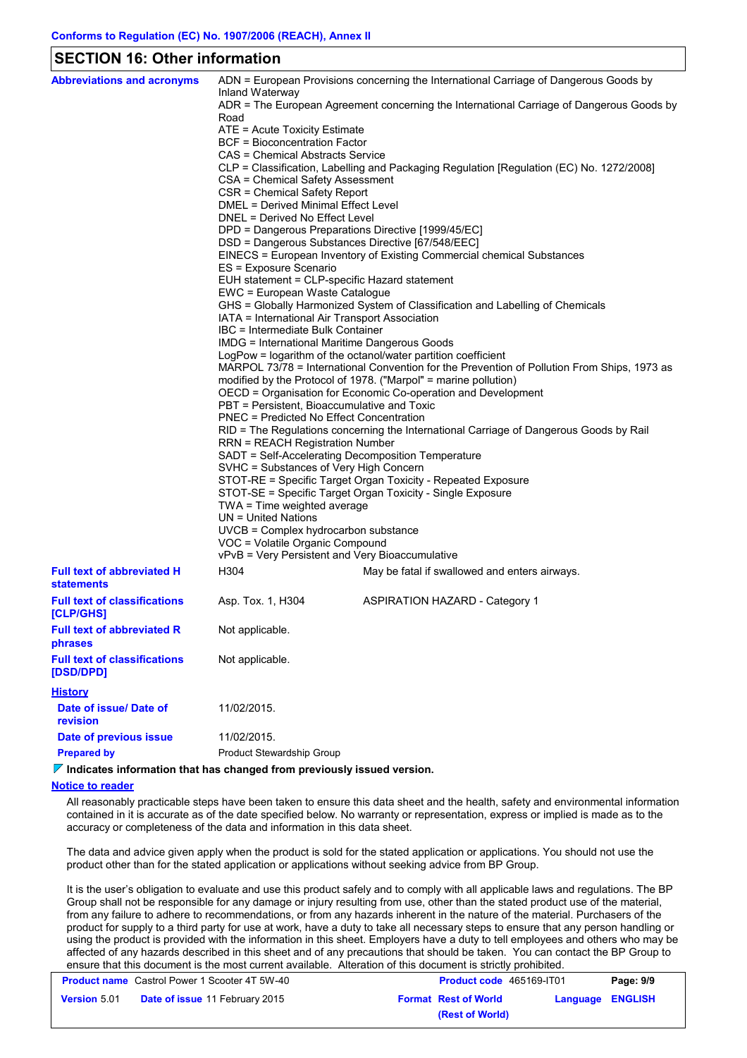Conforms to Regulation (EC) No. 1907/2006 (REACH), Annex II

## SECTION 16: Other information

**Abbreviations and acronyms**

ADN = European Provisions concerning the International Carriage of Dangerous Goods by Inland Waterway
ADR = The European Agreement concerning the International Carriage of Dangerous Goods by Road
ATE = Acute Toxicity Estimate
BCF = Bioconcentration Factor
CAS = Chemical Abstracts Service
CLP = Classification, Labelling and Packaging Regulation [Regulation (EC) No. 1272/2008]
CSA = Chemical Safety Assessment
CSR = Chemical Safety Report
DMEL = Derived Minimal Effect Level
DNEL = Derived No Effect Level
DPD = Dangerous Preparations Directive [1999/45/EC]
DSD = Dangerous Substances Directive [67/548/EEC]
EINECS = European Inventory of Existing Commercial chemical Substances
ES = Exposure Scenario
EUH statement = CLP-specific Hazard statement
EWC = European Waste Catalogue
GHS = Globally Harmonized System of Classification and Labelling of Chemicals
IATA = International Air Transport Association
IBC = Intermediate Bulk Container
IMDG = International Maritime Dangerous Goods
LogPow = logarithm of the octanol/water partition coefficient
MARPOL 73/78 = International Convention for the Prevention of Pollution From Ships, 1973 as modified by the Protocol of 1978. ("Marpol" = marine pollution)
OECD = Organisation for Economic Co-operation and Development
PBT = Persistent, Bioaccumulative and Toxic
PNEC = Predicted No Effect Concentration
RID = The Regulations concerning the International Carriage of Dangerous Goods by Rail
RRN = REACH Registration Number
SADT = Self-Accelerating Decomposition Temperature
SVHC = Substances of Very High Concern
STOT-RE = Specific Target Organ Toxicity - Repeated Exposure
STOT-SE = Specific Target Organ Toxicity - Single Exposure
TWA = Time weighted average
UN = United Nations
UVCB = Complex hydrocarbon substance
VOC = Volatile Organic Compound
vPvB = Very Persistent and Very Bioaccumulative

| | | |
|---|---|---|
| **Full text of abbreviated H statements** | H304 | May be fatal if swallowed and enters airways. |
| **Full text of classifications [CLP/GHS]** | Asp. Tox. 1, H304 | ASPIRATION HAZARD - Category 1 |
| **Full text of abbreviated R phrases** | Not applicable. | |
| **Full text of classifications [DSD/DPD]** | Not applicable. | |

**History**

| | |
|---|---|
| **Date of issue/ Date of revision** | 11/02/2015. |
| **Date of previous issue** | 11/02/2015. |
| **Prepared by** | Product Stewardship Group |

**Indicates information that has changed from previously issued version.**

**Notice to reader**

All reasonably practicable steps have been taken to ensure this data sheet and the health, safety and environmental information contained in it is accurate as of the date specified below. No warranty or representation, express or implied is made as to the accuracy or completeness of the data and information in this data sheet.

The data and advice given apply when the product is sold for the stated application or applications. You should not use the product other than for the stated application or applications without seeking advice from BP Group.

It is the user's obligation to evaluate and use this product safely and to comply with all applicable laws and regulations. The BP Group shall not be responsible for any damage or injury resulting from use, other than the stated product use of the material, from any failure to adhere to recommendations, or from any hazards inherent in the nature of the material. Purchasers of the product for supply to a third party for use at work, have a duty to take all necessary steps to ensure that any person handling or using the product is provided with the information in this sheet. Employers have a duty to tell employees and others who may be affected of any hazards described in this sheet and of any precautions that should be taken. You can contact the BP Group to ensure that this document is the most current available. Alteration of this document is strictly prohibited.

| | | | |
|---|---|---|---|
| **Product name** Castrol Power 1 Scooter 4T 5W-40 | | **Product code** 465169-IT01 | |
| **Version** 5.01 | **Date of issue** 11 February 2015 | **Format** Rest of World (Rest of World) | **Language** ENGLISH |